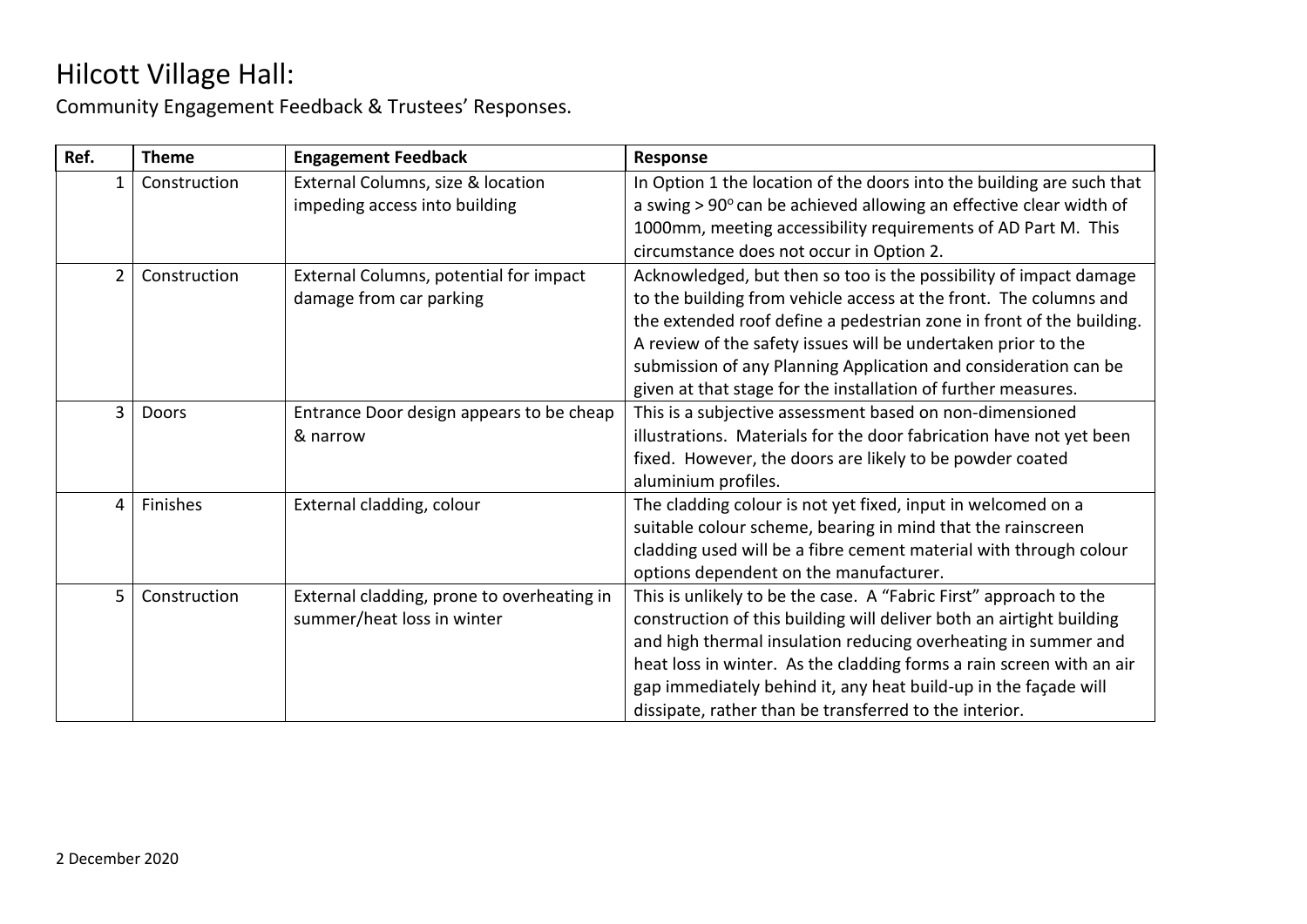# Hilcott Village Hall:

Community Engagement Feedback & Trustees' Responses.

| Ref. | Theme | Engagement Feedback | Response |
|---|---|---|---|
| 1 | Construction | External Columns, size & location impeding access into building | In Option 1 the location of the doors into the building are such that a swing > $90^o$ can be achieved allowing an effective clear width of 1000mm, meeting accessibility requirements of AD Part M. This circumstance does not occur in Option 2. |
| 2 | Construction | External Columns, potential for impact damage from car parking | Acknowledged, but then so too is the possibility of impact damage to the building from vehicle access at the front. The columns and the extended roof define a pedestrian zone in front of the building. A review of the safety issues will be undertaken prior to the submission of any Planning Application and consideration can be given at that stage for the installation of further measures. |
| 3 | Doors | Entrance Door design appears to be cheap & narrow | This is a subjective assessment based on non-dimensioned illustrations. Materials for the door fabrication have not yet been fixed. However, the doors are likely to be powder coated aluminium profiles. |
| 4 | Finishes | External cladding, colour | The cladding colour is not yet fixed, input in welcomed on a suitable colour scheme, bearing in mind that the rainscreen cladding used will be a fibre cement material with through colour options dependent on the manufacturer. |
| 5 | Construction | External cladding, prone to overheating in summer/heat loss in winter | This is unlikely to be the case. A "Fabric First" approach to the construction of this building will deliver both an airtight building and high thermal insulation reducing overheating in summer and heat loss in winter. As the cladding forms a rain screen with an air gap immediately behind it, any heat build-up in the façade will dissipate, rather than be transferred to the interior. |

2 December 2020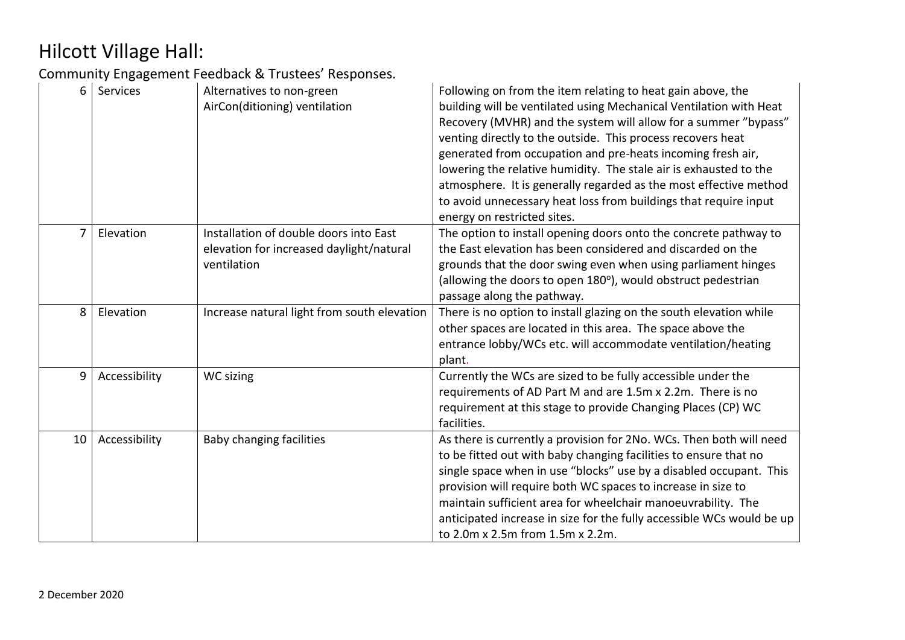# Hilcott Village Hall:

Community Engagement Feedback & Trustees' Responses.

| | | | |
|---|---|---|---|
| 6 | Services | Alternatives to non-green AirCon(ditioning) ventilation | Following on from the item relating to heat gain above, the building will be ventilated using Mechanical Ventilation with Heat Recovery (MVHR) and the system will allow for a summer "bypass" venting directly to the outside. This process recovers heat generated from occupation and pre-heats incoming fresh air, lowering the relative humidity. The stale air is exhausted to the atmosphere. It is generally regarded as the most effective method to avoid unnecessary heat loss from buildings that require input energy on restricted sites. |
| 7 | Elevation | Installation of double doors into East elevation for increased daylight/natural ventilation | The option to install opening doors onto the concrete pathway to the East elevation has been considered and discarded on the grounds that the door swing even when using parliament hinges (allowing the doors to open 180°), would obstruct pedestrian passage along the pathway. |
| 8 | Elevation | Increase natural light from south elevation | There is no option to install glazing on the south elevation while other spaces are located in this area. The space above the entrance lobby/WCs etc. will accommodate ventilation/heating plant. |
| 9 | Accessibility | WC sizing | Currently the WCs are sized to be fully accessible under the requirements of AD Part M and are 1.5m x 2.2m. There is no requirement at this stage to provide Changing Places (CP) WC facilities. |
| 10 | Accessibility | Baby changing facilities | As there is currently a provision for 2No. WCs. Then both will need to be fitted out with baby changing facilities to ensure that no single space when in use "blocks" use by a disabled occupant. This provision will require both WC spaces to increase in size to maintain sufficient area for wheelchair manoeuvrability. The anticipated increase in size for the fully accessible WCs would be up to 2.0m x 2.5m from 1.5m x 2.2m. |

2 December 2020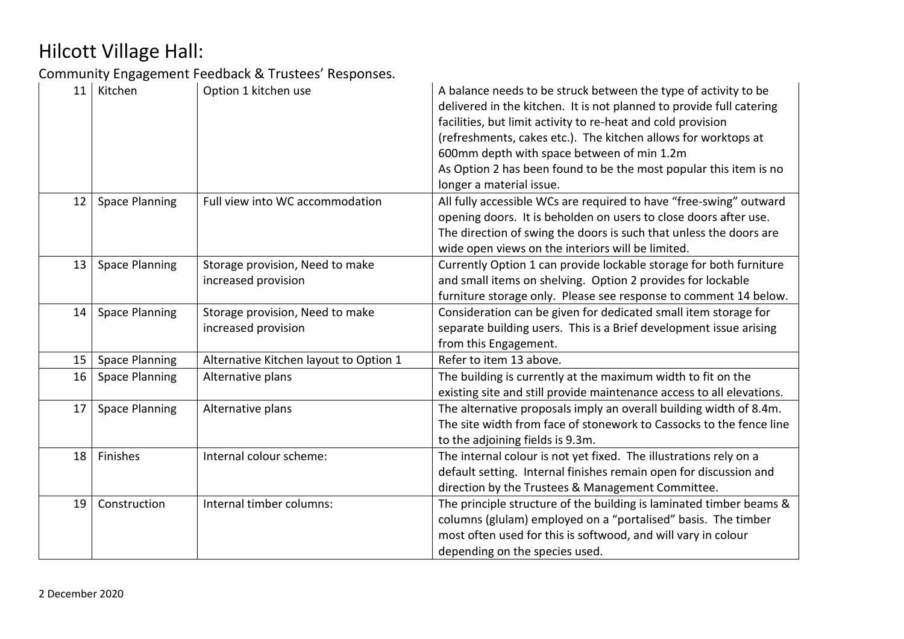# Hilcott Village Hall:

## Community Engagement Feedback & Trustees' Responses.

| | | | |
|---|---|---|---|
| 11 | Kitchen | Option 1 kitchen use | A balance needs to be struck between the type of activity to be delivered in the kitchen. It is not planned to provide full catering facilities, but limit activity to re-heat and cold provision (refreshments, cakes etc.). The kitchen allows for worktops at 600mm depth with space between of min 1.2m As Option 2 has been found to be the most popular this item is no longer a material issue. |
| 12 | Space Planning | Full view into WC accommodation | All fully accessible WCs are required to have "free-swing" outward opening doors. It is beholden on users to close doors after use. The direction of swing the doors is such that unless the doors are wide open views on the interiors will be limited. |
| 13 | Space Planning | Storage provision, Need to make increased provision | Currently Option 1 can provide lockable storage for both furniture and small items on shelving. Option 2 provides for lockable furniture storage only. Please see response to comment 14 below. |
| 14 | Space Planning | Storage provision, Need to make increased provision | Consideration can be given for dedicated small item storage for separate building users. This is a Brief development issue arising from this Engagement. |
| 15 | Space Planning | Alternative Kitchen layout to Option 1 | Refer to item 13 above. |
| 16 | Space Planning | Alternative plans | The building is currently at the maximum width to fit on the existing site and still provide maintenance access to all elevations. |
| 17 | Space Planning | Alternative plans | The alternative proposals imply an overall building width of 8.4m. The site width from face of stonework to Cassocks to the fence line to the adjoining fields is 9.3m. |
| 18 | Finishes | Internal colour scheme: | The internal colour is not yet fixed. The illustrations rely on a default setting. Internal finishes remain open for discussion and direction by the Trustees & Management Committee. |
| 19 | Construction | Internal timber columns: | The principle structure of the building is laminated timber beams & columns (glulam) employed on a "portalised" basis. The timber most often used for this is softwood, and will vary in colour depending on the species used. |

2 December 2020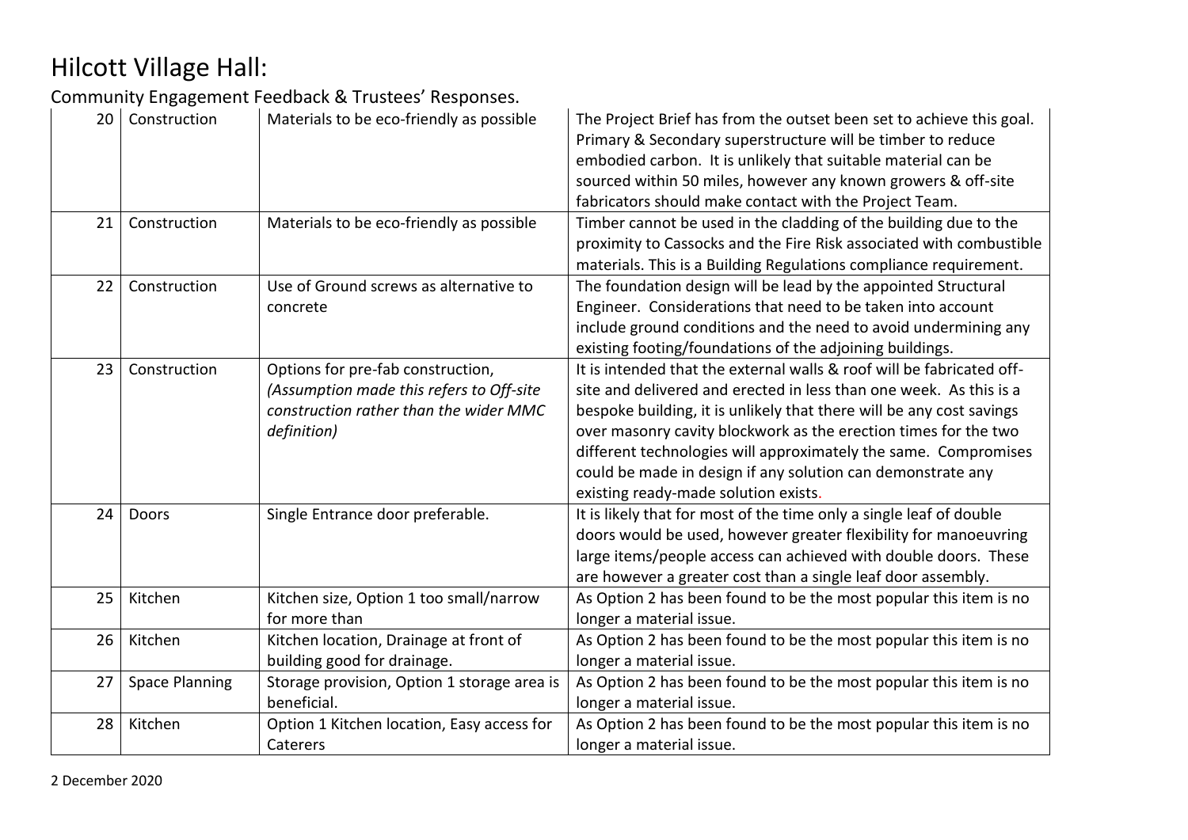# Hilcott Village Hall:

Community Engagement Feedback & Trustees' Responses.

| | | | |
|---|---|---|---|
| 20 | Construction | Materials to be eco-friendly as possible | The Project Brief has from the outset been set to achieve this goal. Primary & Secondary superstructure will be timber to reduce embodied carbon. It is unlikely that suitable material can be sourced within 50 miles, however any known growers & off-site fabricators should make contact with the Project Team. |
| 21 | Construction | Materials to be eco-friendly as possible | Timber cannot be used in the cladding of the building due to the proximity to Cassocks and the Fire Risk associated with combustible materials. This is a Building Regulations compliance requirement. |
| 22 | Construction | Use of Ground screws as alternative to concrete | The foundation design will be lead by the appointed Structural Engineer. Considerations that need to be taken into account include ground conditions and the need to avoid undermining any existing footing/foundations of the adjoining buildings. |
| 23 | Construction | Options for pre-fab construction, *(Assumption made this refers to Off-site construction rather than the wider MMC definition)* | It is intended that the external walls & roof will be fabricated off-site and delivered and erected in less than one week. As this is a bespoke building, it is unlikely that there will be any cost savings over masonry cavity blockwork as the erection times for the two different technologies will approximately the same. Compromises could be made in design if any solution can demonstrate any existing ready-made solution exists. |
| 24 | Doors | Single Entrance door preferable. | It is likely that for most of the time only a single leaf of double doors would be used, however greater flexibility for manoeuvring large items/people access can achieved with double doors. These are however a greater cost than a single leaf door assembly. |
| 25 | Kitchen | Kitchen size, Option 1 too small/narrow for more than | As Option 2 has been found to be the most popular this item is no longer a material issue. |
| 26 | Kitchen | Kitchen location, Drainage at front of building good for drainage. | As Option 2 has been found to be the most popular this item is no longer a material issue. |
| 27 | Space Planning | Storage provision, Option 1 storage area is beneficial. | As Option 2 has been found to be the most popular this item is no longer a material issue. |
| 28 | Kitchen | Option 1 Kitchen location, Easy access for Caterers | As Option 2 has been found to be the most popular this item is no longer a material issue. |

2 December 2020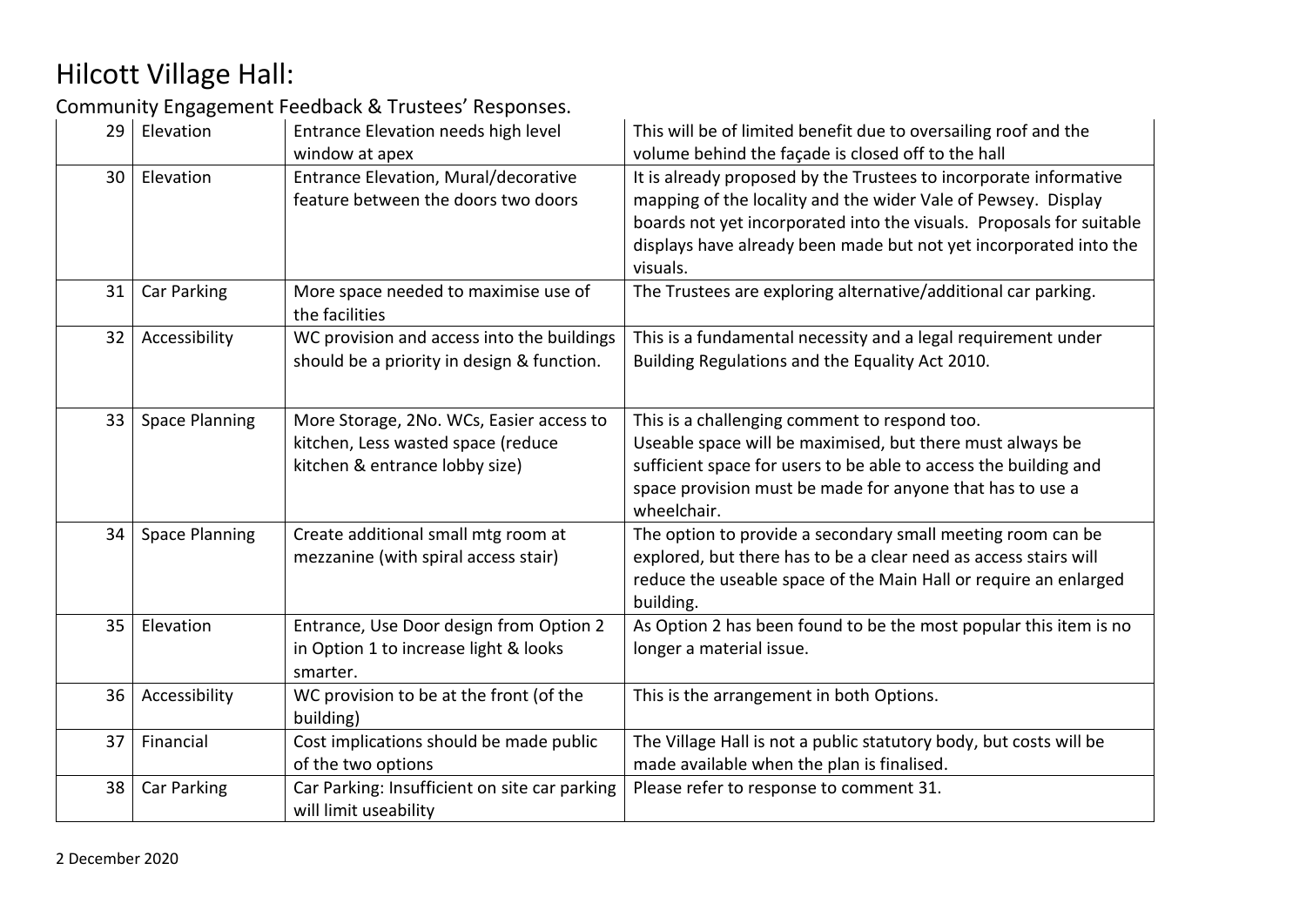# Hilcott Village Hall:

## Community Engagement Feedback & Trustees' Responses.

| | | | |
|---|---|---|---|
| 29 | Elevation | Entrance Elevation needs high level window at apex | This will be of limited benefit due to oversailing roof and the volume behind the façade is closed off to the hall |
| 30 | Elevation | Entrance Elevation, Mural/decorative feature between the doors two doors | It is already proposed by the Trustees to incorporate informative mapping of the locality and the wider Vale of Pewsey. Display boards not yet incorporated into the visuals. Proposals for suitable displays have already been made but not yet incorporated into the visuals. |
| 31 | Car Parking | More space needed to maximise use of the facilities | The Trustees are exploring alternative/additional car parking. |
| 32 | Accessibility | WC provision and access into the buildings should be a priority in design & function. | This is a fundamental necessity and a legal requirement under Building Regulations and the Equality Act 2010. |
| 33 | Space Planning | More Storage, 2No. WCs, Easier access to kitchen, Less wasted space (reduce kitchen & entrance lobby size) | This is a challenging comment to respond too.<br>Useable space will be maximised, but there must always be sufficient space for users to be able to access the building and space provision must be made for anyone that has to use a wheelchair. |
| 34 | Space Planning | Create additional small mtg room at mezzanine (with spiral access stair) | The option to provide a secondary small meeting room can be explored, but there has to be a clear need as access stairs will reduce the useable space of the Main Hall or require an enlarged building. |
| 35 | Elevation | Entrance, Use Door design from Option 2 in Option 1 to increase light & looks smarter. | As Option 2 has been found to be the most popular this item is no longer a material issue. |
| 36 | Accessibility | WC provision to be at the front (of the building) | This is the arrangement in both Options. |
| 37 | Financial | Cost implications should be made public of the two options | The Village Hall is not a public statutory body, but costs will be made available when the plan is finalised. |
| 38 | Car Parking | Car Parking: Insufficient on site car parking will limit useability | Please refer to response to comment 31. |

2 December 2020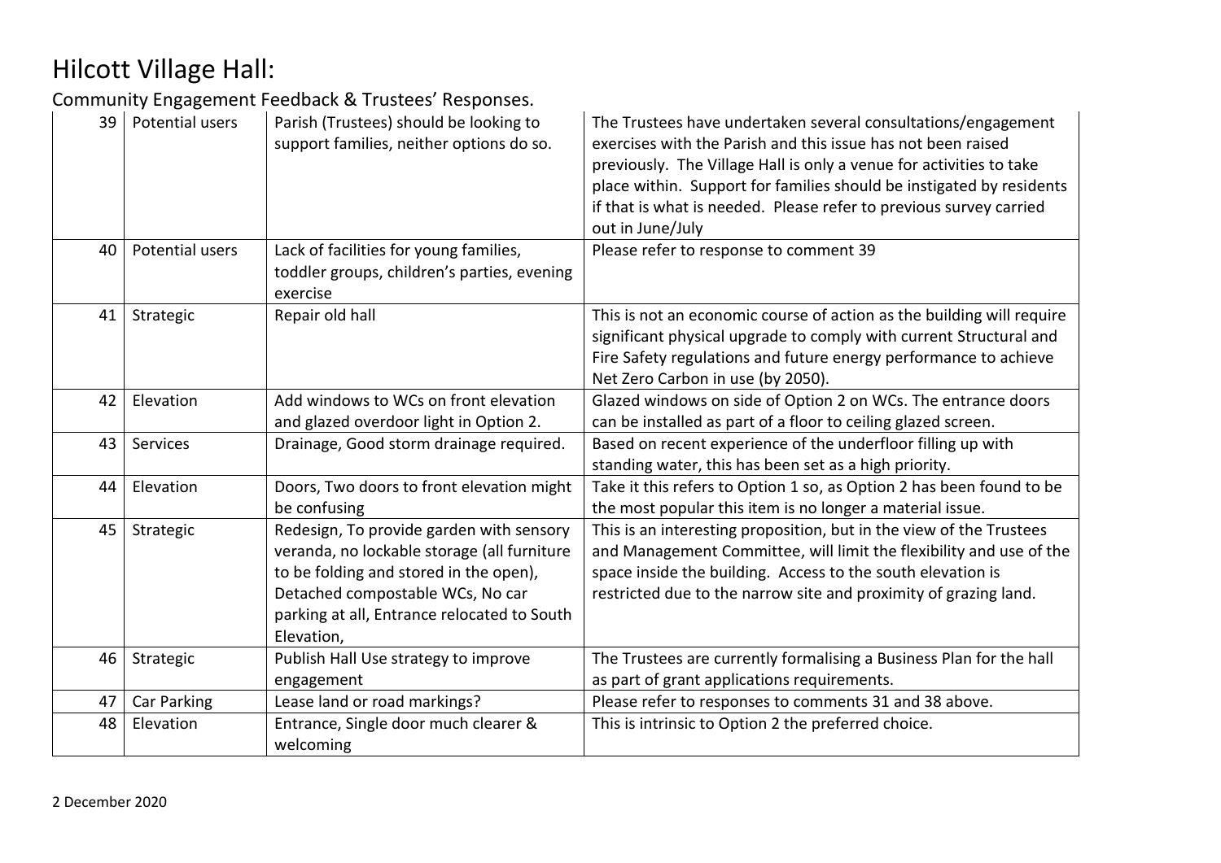# Hilcott Village Hall:

## Community Engagement Feedback & Trustees' Responses.

| | | | |
|---|---|---|---|
| 39 | Potential users | Parish (Trustees) should be looking to support families, neither options do so. | The Trustees have undertaken several consultations/engagement exercises with the Parish and this issue has not been raised previously. The Village Hall is only a venue for activities to take place within. Support for families should be instigated by residents if that is what is needed. Please refer to previous survey carried out in June/July |
| 40 | Potential users | Lack of facilities for young families, toddler groups, children's parties, evening exercise | Please refer to response to comment 39 |
| 41 | Strategic | Repair old hall | This is not an economic course of action as the building will require significant physical upgrade to comply with current Structural and Fire Safety regulations and future energy performance to achieve Net Zero Carbon in use (by 2050). |
| 42 | Elevation | Add windows to WCs on front elevation and glazed overdoor light in Option 2. | Glazed windows on side of Option 2 on WCs. The entrance doors can be installed as part of a floor to ceiling glazed screen. |
| 43 | Services | Drainage, Good storm drainage required. | Based on recent experience of the underfloor filling up with standing water, this has been set as a high priority. |
| 44 | Elevation | Doors, Two doors to front elevation might be confusing | Take it this refers to Option 1 so, as Option 2 has been found to be the most popular this item is no longer a material issue. |
| 45 | Strategic | Redesign, To provide garden with sensory veranda, no lockable storage (all furniture to be folding and stored in the open), Detached compostable WCs, No car parking at all, Entrance relocated to South Elevation, | This is an interesting proposition, but in the view of the Trustees and Management Committee, will limit the flexibility and use of the space inside the building. Access to the south elevation is restricted due to the narrow site and proximity of grazing land. |
| 46 | Strategic | Publish Hall Use strategy to improve engagement | The Trustees are currently formalising a Business Plan for the hall as part of grant applications requirements. |
| 47 | Car Parking | Lease land or road markings? | Please refer to responses to comments 31 and 38 above. |
| 48 | Elevation | Entrance, Single door much clearer & welcoming | This is intrinsic to Option 2 the preferred choice. |

2 December 2020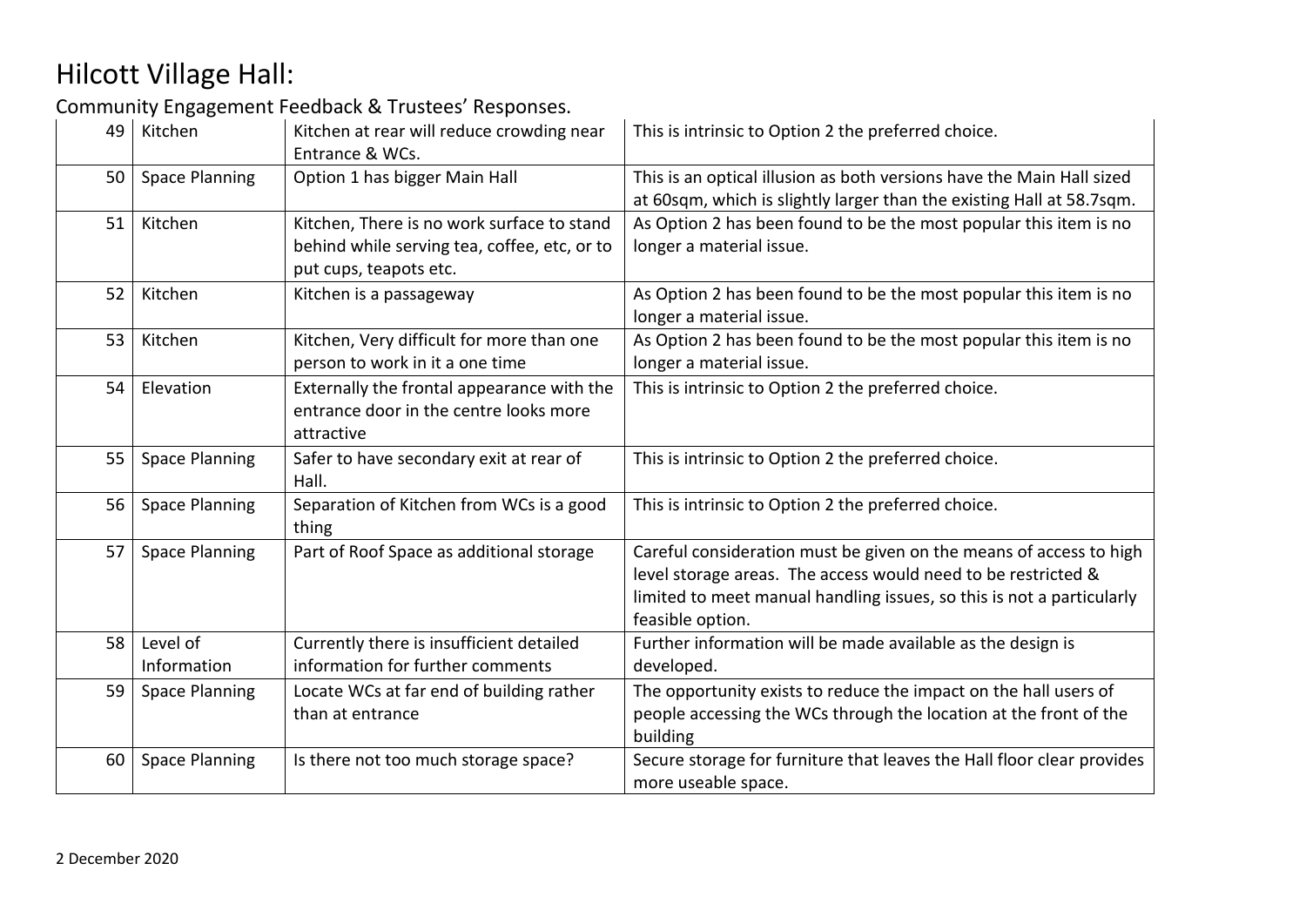# Hilcott Village Hall:

Community Engagement Feedback & Trustees' Responses.

| | | | |
|---|---|---|---|
| 49 | Kitchen | Kitchen at rear will reduce crowding near Entrance & WCs. | This is intrinsic to Option 2 the preferred choice. |
| 50 | Space Planning | Option 1 has bigger Main Hall | This is an optical illusion as both versions have the Main Hall sized at 60sqm, which is slightly larger than the existing Hall at 58.7sqm. |
| 51 | Kitchen | Kitchen, There is no work surface to stand behind while serving tea, coffee, etc, or to put cups, teapots etc. | As Option 2 has been found to be the most popular this item is no longer a material issue. |
| 52 | Kitchen | Kitchen is a passageway | As Option 2 has been found to be the most popular this item is no longer a material issue. |
| 53 | Kitchen | Kitchen, Very difficult for more than one person to work in it a one time | As Option 2 has been found to be the most popular this item is no longer a material issue. |
| 54 | Elevation | Externally the frontal appearance with the entrance door in the centre looks more attractive | This is intrinsic to Option 2 the preferred choice. |
| 55 | Space Planning | Safer to have secondary exit at rear of Hall. | This is intrinsic to Option 2 the preferred choice. |
| 56 | Space Planning | Separation of Kitchen from WCs is a good thing | This is intrinsic to Option 2 the preferred choice. |
| 57 | Space Planning | Part of Roof Space as additional storage | Careful consideration must be given on the means of access to high level storage areas. The access would need to be restricted & limited to meet manual handling issues, so this is not a particularly feasible option. |
| 58 | Level of Information | Currently there is insufficient detailed information for further comments | Further information will be made available as the design is developed. |
| 59 | Space Planning | Locate WCs at far end of building rather than at entrance | The opportunity exists to reduce the impact on the hall users of people accessing the WCs through the location at the front of the building |
| 60 | Space Planning | Is there not too much storage space? | Secure storage for furniture that leaves the Hall floor clear provides more useable space. |

2 December 2020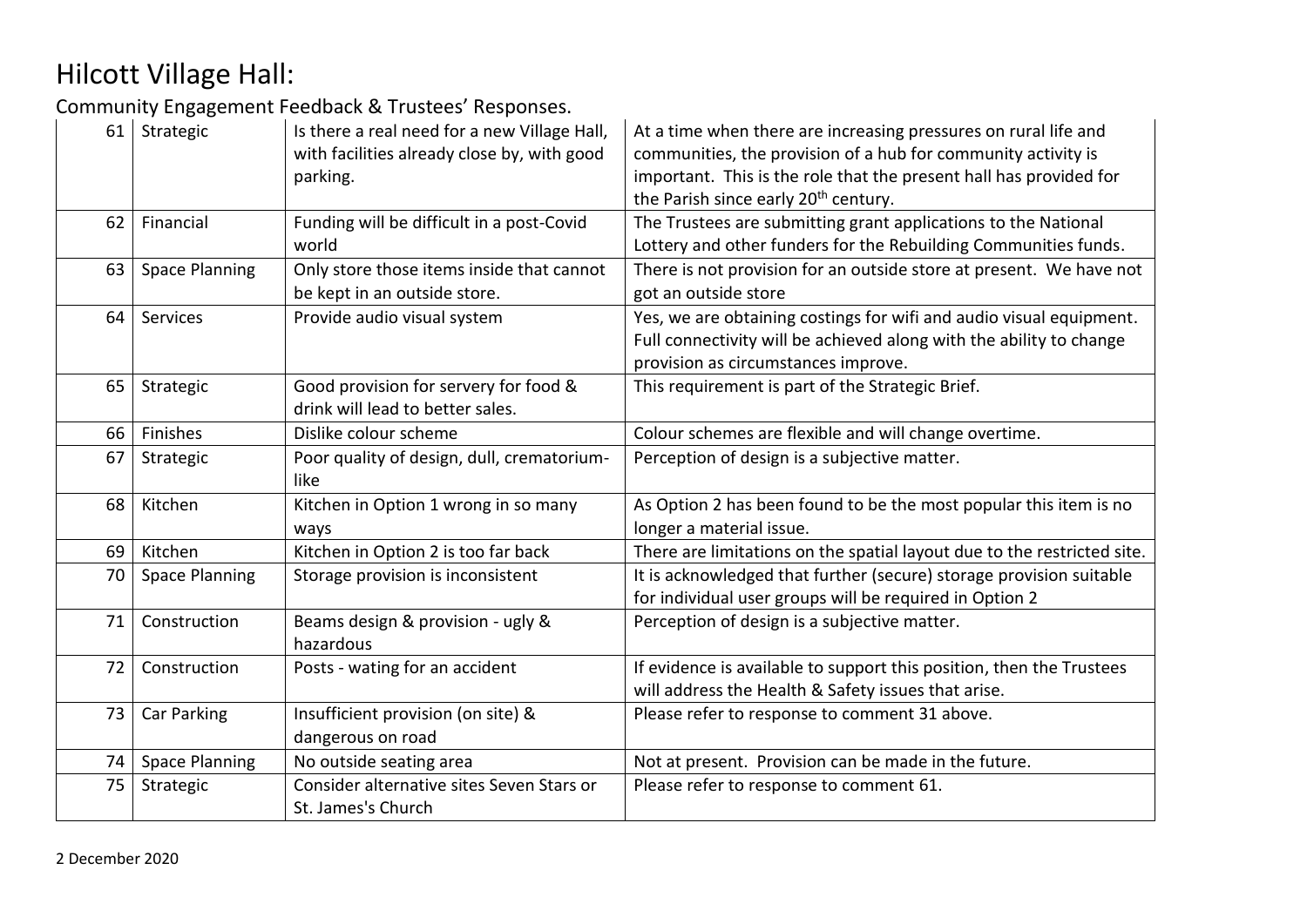# Hilcott Village Hall:

Community Engagement Feedback & Trustees' Responses.

| | | | |
|---|---|---|---|
| 61 | Strategic | Is there a real need for a new Village Hall, with facilities already close by, with good parking. | At a time when there are increasing pressures on rural life and communities, the provision of a hub for community activity is important. This is the role that the present hall has provided for the Parish since early 20th century. |
| 62 | Financial | Funding will be difficult in a post-Covid world | The Trustees are submitting grant applications to the National Lottery and other funders for the Rebuilding Communities funds. |
| 63 | Space Planning | Only store those items inside that cannot be kept in an outside store. | There is not provision for an outside store at present. We have not got an outside store |
| 64 | Services | Provide audio visual system | Yes, we are obtaining costings for wifi and audio visual equipment. Full connectivity will be achieved along with the ability to change provision as circumstances improve. |
| 65 | Strategic | Good provision for servery for food & drink will lead to better sales. | This requirement is part of the Strategic Brief. |
| 66 | Finishes | Dislike colour scheme | Colour schemes are flexible and will change overtime. |
| 67 | Strategic | Poor quality of design, dull, crematorium-like | Perception of design is a subjective matter. |
| 68 | Kitchen | Kitchen in Option 1 wrong in so many ways | As Option 2 has been found to be the most popular this item is no longer a material issue. |
| 69 | Kitchen | Kitchen in Option 2 is too far back | There are limitations on the spatial layout due to the restricted site. |
| 70 | Space Planning | Storage provision is inconsistent | It is acknowledged that further (secure) storage provision suitable for individual user groups will be required in Option 2 |
| 71 | Construction | Beams design & provision - ugly & hazardous | Perception of design is a subjective matter. |
| 72 | Construction | Posts - wating for an accident | If evidence is available to support this position, then the Trustees will address the Health & Safety issues that arise. |
| 73 | Car Parking | Insufficient provision (on site) & dangerous on road | Please refer to response to comment 31 above. |
| 74 | Space Planning | No outside seating area | Not at present. Provision can be made in the future. |
| 75 | Strategic | Consider alternative sites Seven Stars or St. James's Church | Please refer to response to comment 61. |

2 December 2020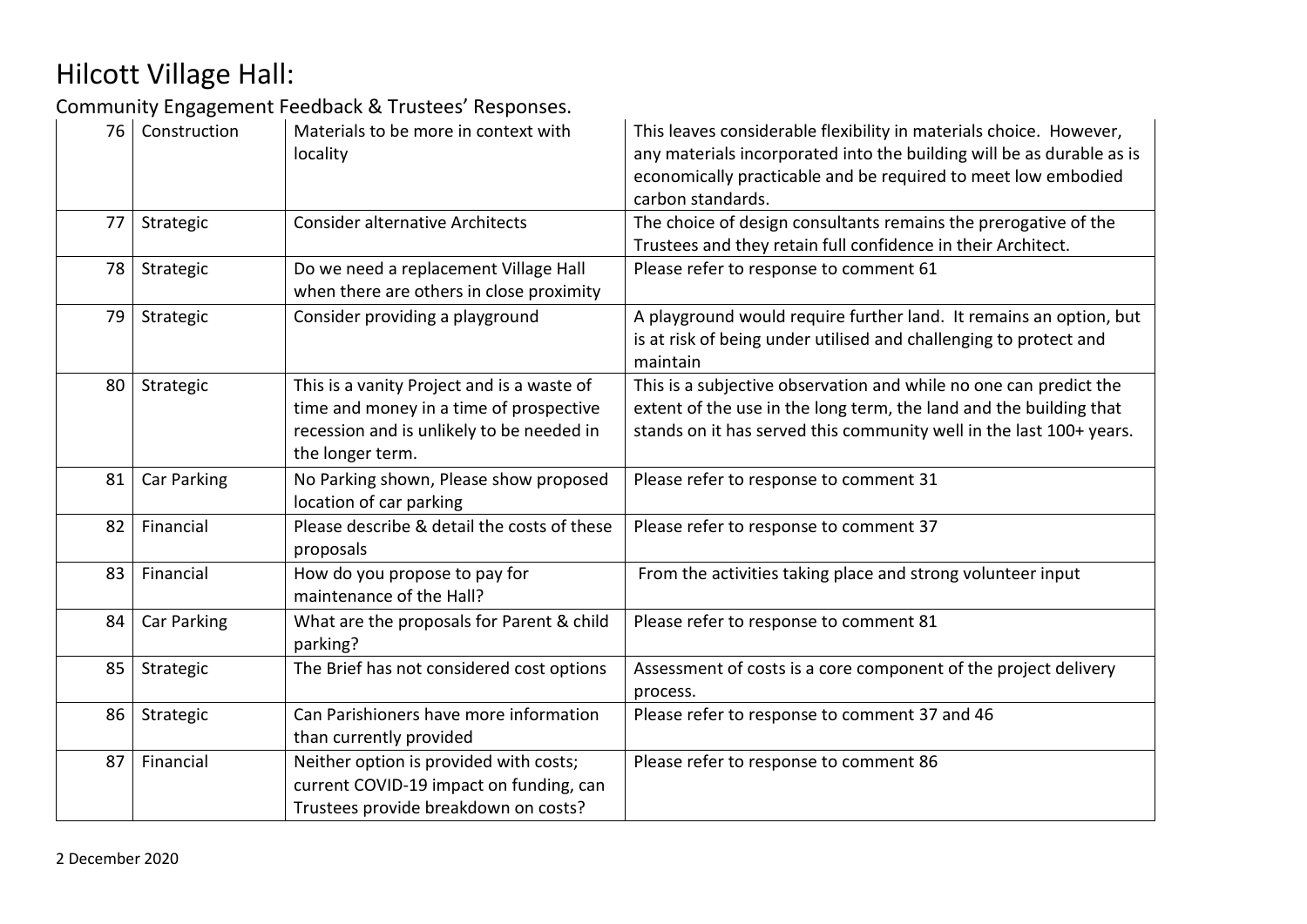# Hilcott Village Hall:

Community Engagement Feedback & Trustees' Responses.

| | | | |
|---|---|---|---|
| 76 | Construction | Materials to be more in context with locality | This leaves considerable flexibility in materials choice. However, any materials incorporated into the building will be as durable as is economically practicable and be required to meet low embodied carbon standards. |
| 77 | Strategic | Consider alternative Architects | The choice of design consultants remains the prerogative of the Trustees and they retain full confidence in their Architect. |
| 78 | Strategic | Do we need a replacement Village Hall when there are others in close proximity | Please refer to response to comment 61 |
| 79 | Strategic | Consider providing a playground | A playground would require further land. It remains an option, but is at risk of being under utilised and challenging to protect and maintain |
| 80 | Strategic | This is a vanity Project and is a waste of time and money in a time of prospective recession and is unlikely to be needed in the longer term. | This is a subjective observation and while no one can predict the extent of the use in the long term, the land and the building that stands on it has served this community well in the last 100+ years. |
| 81 | Car Parking | No Parking shown, Please show proposed location of car parking | Please refer to response to comment 31 |
| 82 | Financial | Please describe & detail the costs of these proposals | Please refer to response to comment 37 |
| 83 | Financial | How do you propose to pay for maintenance of the Hall? | From the activities taking place and strong volunteer input |
| 84 | Car Parking | What are the proposals for Parent & child parking? | Please refer to response to comment 81 |
| 85 | Strategic | The Brief has not considered cost options | Assessment of costs is a core component of the project delivery process. |
| 86 | Strategic | Can Parishioners have more information than currently provided | Please refer to response to comment 37 and 46 |
| 87 | Financial | Neither option is provided with costs; current COVID-19 impact on funding, can Trustees provide breakdown on costs? | Please refer to response to comment 86 |

2 December 2020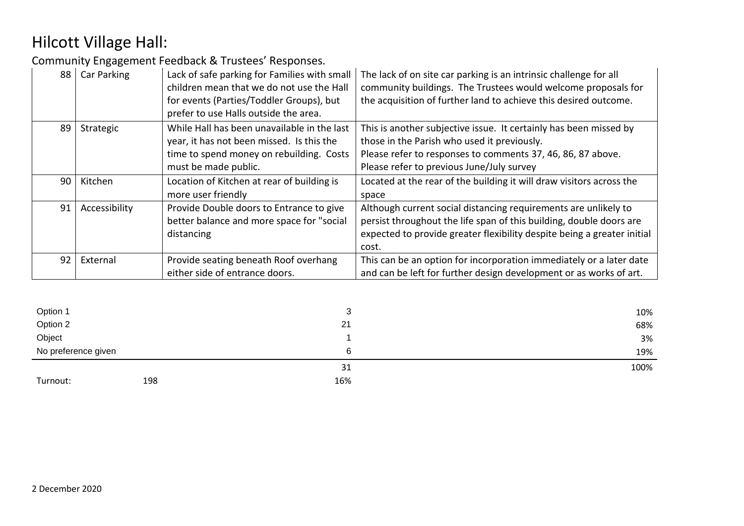# Hilcott Village Hall:

## Community Engagement Feedback & Trustees' Responses.

| | | | |
|---|---|---|---|
| 88 | Car Parking | Lack of safe parking for Families with small children mean that we do not use the Hall for events (Parties/Toddler Groups), but prefer to use Halls outside the area. | The lack of on site car parking is an intrinsic challenge for all community buildings. The Trustees would welcome proposals for the acquisition of further land to achieve this desired outcome. |
| 89 | Strategic | While Hall has been unavailable in the last year, it has not been missed. Is this the time to spend money on rebuilding. Costs must be made public. | This is another subjective issue. It certainly has been missed by those in the Parish who used it previously.<br>Please refer to responses to comments 37, 46, 86, 87 above.<br>Please refer to previous June/July survey |
| 90 | Kitchen | Location of Kitchen at rear of building is more user friendly | Located at the rear of the building it will draw visitors across the space |
| 91 | Accessibility | Provide Double doors to Entrance to give better balance and more space for "social distancing | Although current social distancing requirements are unlikely to persist throughout the life span of this building, double doors are expected to provide greater flexibility despite being a greater initial cost. |
| 92 | External | Provide seating beneath Roof overhang either side of entrance doors. | This can be an option for incorporation immediately or a later date and can be left for further design development or as works of art. |

| | | | |
|---|---|---|---|
| Option 1 | | 3 | 10% |
| Option 2 | | 21 | 68% |
| Object | | 1 | 3% |
| No preference given | | 6 | 19% |
| | | 31 | 100% |
| Turnout: | 198 | 16% | |

2 December 2020